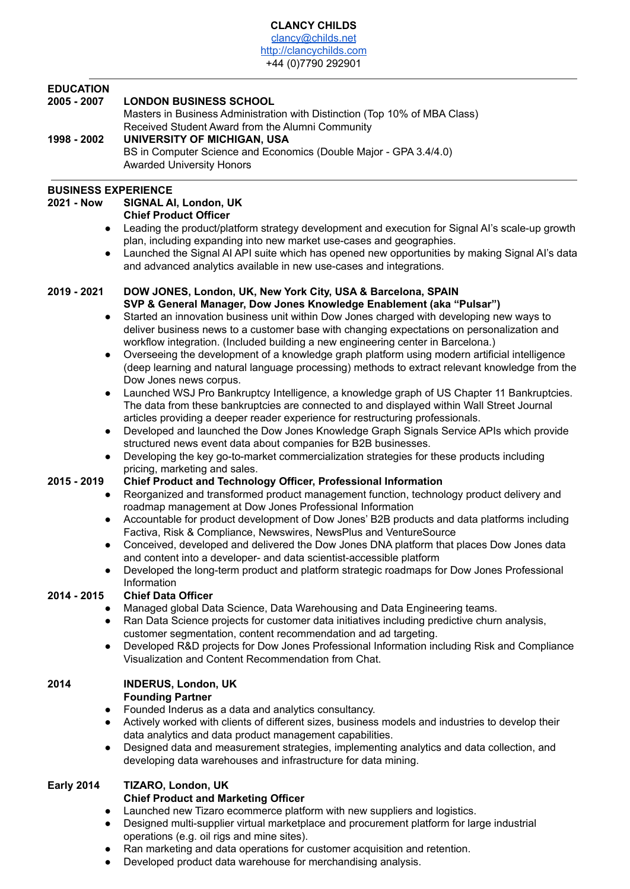# CLANCY CHILDS

clancy@childs.net
http://clancychilds.com
+44 (0)7790 292901

---

## EDUCATION

**2005 - 2007** **LONDON BUSINESS SCHOOL**
Masters in Business Administration with Distinction (Top 10% of MBA Class)
Received Student Award from the Alumni Community

**1998 - 2002** **UNIVERSITY OF MICHIGAN, USA**
BS in Computer Science and Economics (Double Major - GPA 3.4/4.0)
Awarded University Honors

---

## BUSINESS EXPERIENCE

**2021 - Now** **SIGNAL AI, London, UK**
**Chief Product Officer**

- Leading the product/platform strategy development and execution for Signal AI's scale-up growth plan, including expanding into new market use-cases and geographies.
- Launched the Signal AI API suite which has opened new opportunities by making Signal AI's data and advanced analytics available in new use-cases and integrations.

**2019 - 2021** **DOW JONES, London, UK, New York City, USA & Barcelona, SPAIN**
**SVP & General Manager, Dow Jones Knowledge Enablement (aka "Pulsar")**

- Started an innovation business unit within Dow Jones charged with developing new ways to deliver business news to a customer base with changing expectations on personalization and workflow integration. (Included building a new engineering center in Barcelona.)
- Overseeing the development of a knowledge graph platform using modern artificial intelligence (deep learning and natural language processing) methods to extract relevant knowledge from the Dow Jones news corpus.
- Launched WSJ Pro Bankruptcy Intelligence, a knowledge graph of US Chapter 11 Bankruptcies. The data from these bankruptcies are connected to and displayed within Wall Street Journal articles providing a deeper reader experience for restructuring professionals.
- Developed and launched the Dow Jones Knowledge Graph Signals Service APIs which provide structured news event data about companies for B2B businesses.
- Developing the key go-to-market commercialization strategies for these products including pricing, marketing and sales.

**2015 - 2019** **Chief Product and Technology Officer, Professional Information**

- Reorganized and transformed product management function, technology product delivery and roadmap management at Dow Jones Professional Information
- Accountable for product development of Dow Jones' B2B products and data platforms including Factiva, Risk & Compliance, Newswires, NewsPlus and VentureSource
- Conceived, developed and delivered the Dow Jones DNA platform that places Dow Jones data and content into a developer- and data scientist-accessible platform
- Developed the long-term product and platform strategic roadmaps for Dow Jones Professional Information

**2014 - 2015** **Chief Data Officer**

- Managed global Data Science, Data Warehousing and Data Engineering teams.
- Ran Data Science projects for customer data initiatives including predictive churn analysis, customer segmentation, content recommendation and ad targeting.
- Developed R&D projects for Dow Jones Professional Information including Risk and Compliance Visualization and Content Recommendation from Chat.

**2014** **INDERUS, London, UK**
**Founding Partner**

- Founded Inderus as a data and analytics consultancy.
- Actively worked with clients of different sizes, business models and industries to develop their data analytics and data product management capabilities.
- Designed data and measurement strategies, implementing analytics and data collection, and developing data warehouses and infrastructure for data mining.

**Early 2014** **TIZARO, London, UK**
**Chief Product and Marketing Officer**

- Launched new Tizaro ecommerce platform with new suppliers and logistics.
- Designed multi-supplier virtual marketplace and procurement platform for large industrial operations (e.g. oil rigs and mine sites).
- Ran marketing and data operations for customer acquisition and retention.
- Developed product data warehouse for merchandising analysis.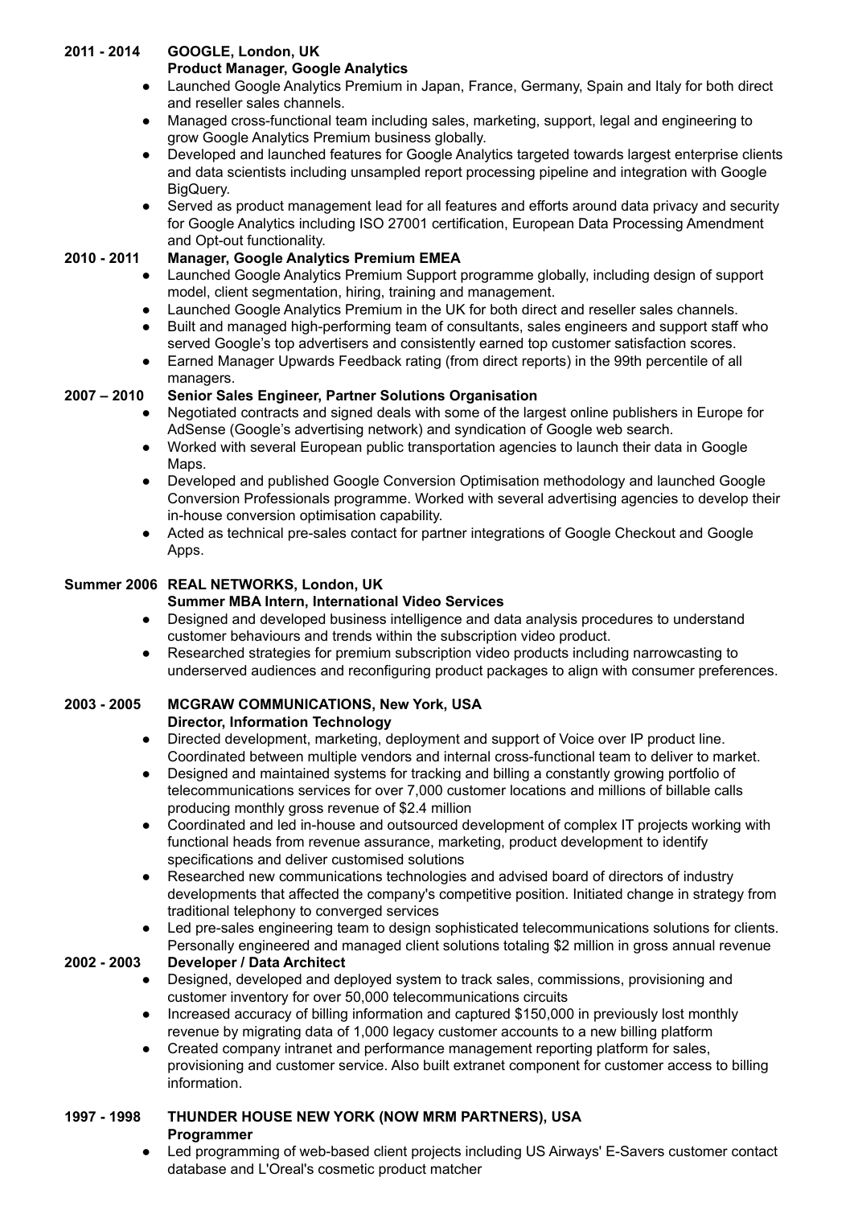**2011 - 2014 GOOGLE, London, UK**
**Product Manager, Google Analytics**

- Launched Google Analytics Premium in Japan, France, Germany, Spain and Italy for both direct and reseller sales channels.
- Managed cross-functional team including sales, marketing, support, legal and engineering to grow Google Analytics Premium business globally.
- Developed and launched features for Google Analytics targeted towards largest enterprise clients and data scientists including unsampled report processing pipeline and integration with Google BigQuery.
- Served as product management lead for all features and efforts around data privacy and security for Google Analytics including ISO 27001 certification, European Data Processing Amendment and Opt-out functionality.

**2010 - 2011 Manager, Google Analytics Premium EMEA**

- Launched Google Analytics Premium Support programme globally, including design of support model, client segmentation, hiring, training and management.
- Launched Google Analytics Premium in the UK for both direct and reseller sales channels.
- Built and managed high-performing team of consultants, sales engineers and support staff who served Google's top advertisers and consistently earned top customer satisfaction scores.
- Earned Manager Upwards Feedback rating (from direct reports) in the 99th percentile of all managers.

**2007 – 2010 Senior Sales Engineer, Partner Solutions Organisation**

- Negotiated contracts and signed deals with some of the largest online publishers in Europe for AdSense (Google's advertising network) and syndication of Google web search.
- Worked with several European public transportation agencies to launch their data in Google Maps.
- Developed and published Google Conversion Optimisation methodology and launched Google Conversion Professionals programme. Worked with several advertising agencies to develop their in-house conversion optimisation capability.
- Acted as technical pre-sales contact for partner integrations of Google Checkout and Google Apps.

**Summer 2006 REAL NETWORKS, London, UK**
**Summer MBA Intern, International Video Services**

- Designed and developed business intelligence and data analysis procedures to understand customer behaviours and trends within the subscription video product.
- Researched strategies for premium subscription video products including narrowcasting to underserved audiences and reconfiguring product packages to align with consumer preferences.

**2003 - 2005 MCGRAW COMMUNICATIONS, New York, USA**
**Director, Information Technology**

- Directed development, marketing, deployment and support of Voice over IP product line. Coordinated between multiple vendors and internal cross-functional team to deliver to market.
- Designed and maintained systems for tracking and billing a constantly growing portfolio of telecommunications services for over 7,000 customer locations and millions of billable calls producing monthly gross revenue of $2.4 million
- Coordinated and led in-house and outsourced development of complex IT projects working with functional heads from revenue assurance, marketing, product development to identify specifications and deliver customised solutions
- Researched new communications technologies and advised board of directors of industry developments that affected the company's competitive position. Initiated change in strategy from traditional telephony to converged services
- Led pre-sales engineering team to design sophisticated telecommunications solutions for clients. Personally engineered and managed client solutions totaling $2 million in gross annual revenue

**2002 - 2003 Developer / Data Architect**

- Designed, developed and deployed system to track sales, commissions, provisioning and customer inventory for over 50,000 telecommunications circuits
- Increased accuracy of billing information and captured $150,000 in previously lost monthly revenue by migrating data of 1,000 legacy customer accounts to a new billing platform
- Created company intranet and performance management reporting platform for sales, provisioning and customer service. Also built extranet component for customer access to billing information.

**1997 - 1998 THUNDER HOUSE NEW YORK (NOW MRM PARTNERS), USA**
**Programmer**

- Led programming of web-based client projects including US Airways' E-Savers customer contact database and L'Oreal's cosmetic product matcher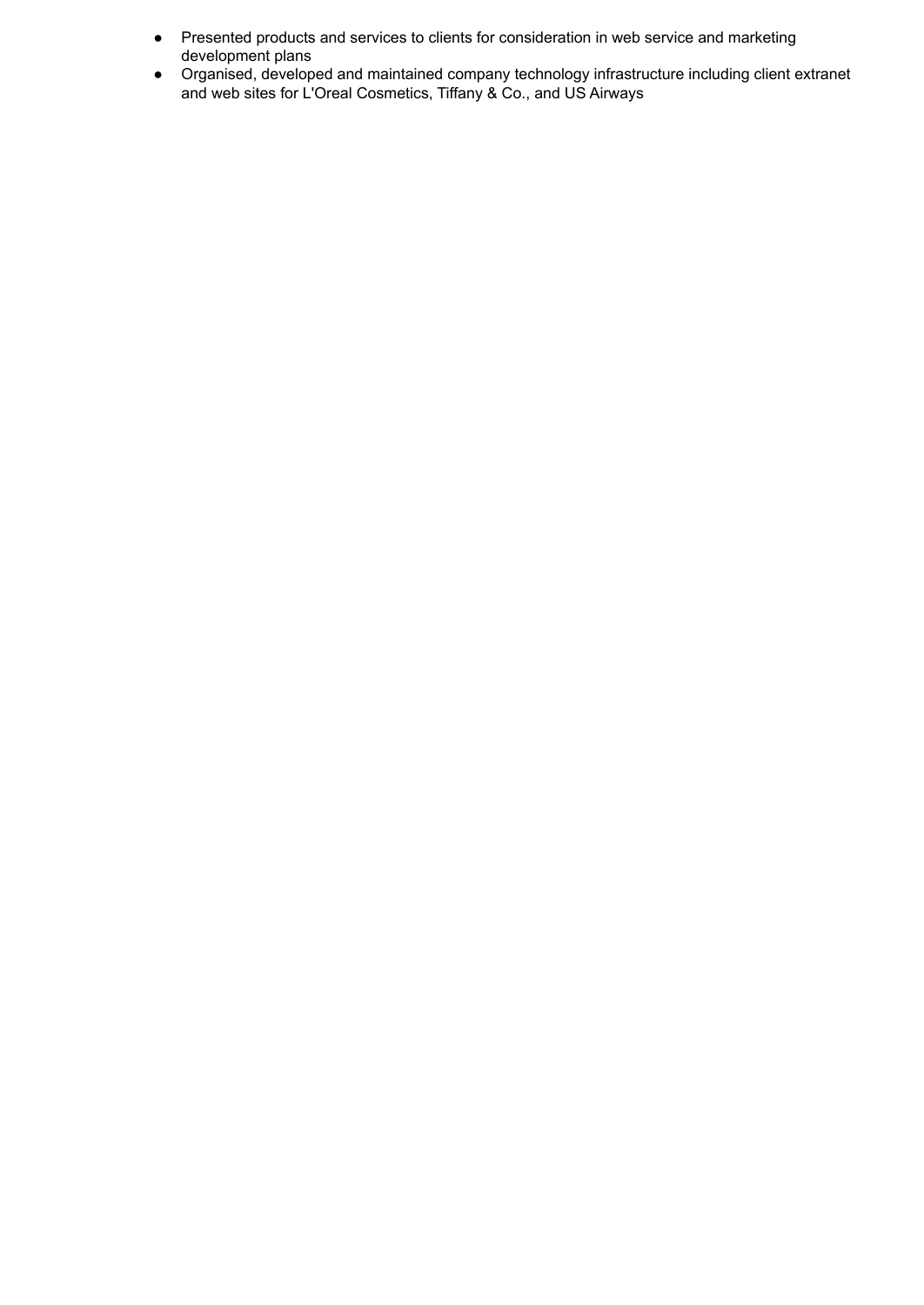- Presented products and services to clients for consideration in web service and marketing development plans
- Organised, developed and maintained company technology infrastructure including client extranet and web sites for L'Oreal Cosmetics, Tiffany & Co., and US Airways